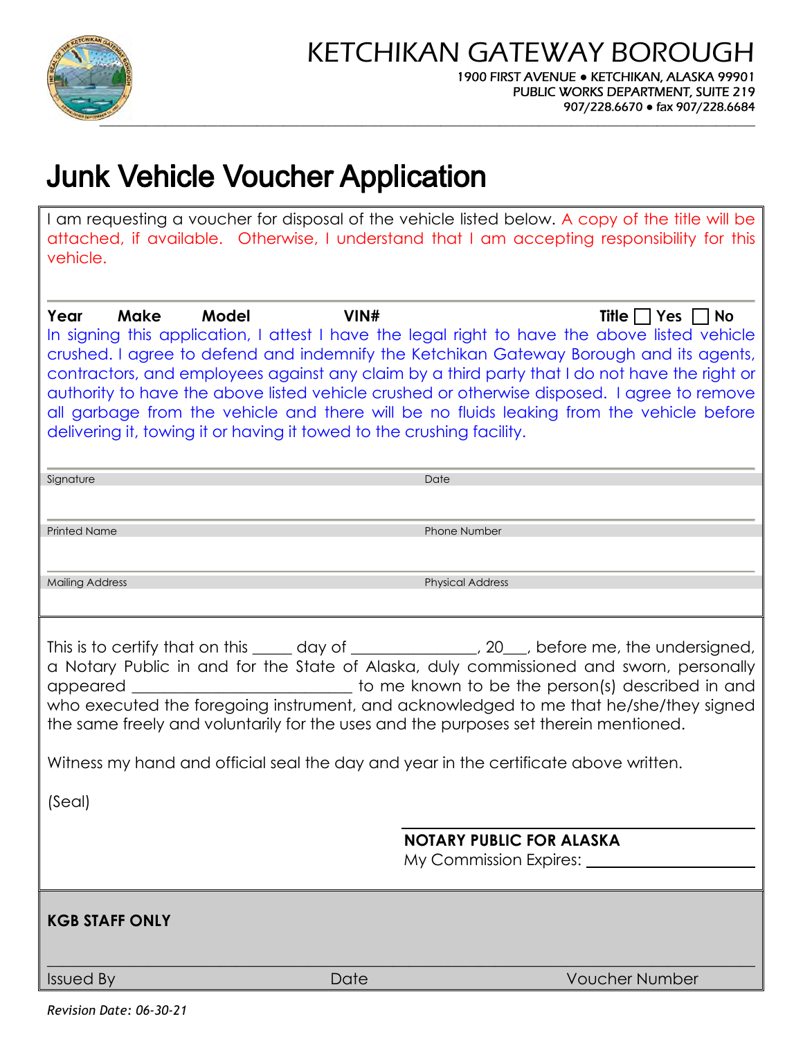# KETCHIKAN GATEWAY BOROUGH

1900 FIRST AVENUE • KETCHIKAN, ALASKA 99901
PUBLIC WORKS DEPARTMENT, SUITE 219
907/228.6670 • fax 907/228.6684

# Junk Vehicle Voucher Application

I am requesting a voucher for disposal of the vehicle listed below. A copy of the title will be attached, if available. Otherwise, I understand that I am accepting responsibility for this vehicle.

**Year** **Make** **Model** **VIN#** **Title** ☐ **Yes** ☐ **No**

In signing this application, I attest I have the legal right to have the above listed vehicle crushed. I agree to defend and indemnify the Ketchikan Gateway Borough and its agents, contractors, and employees against any claim by a third party that I do not have the right or authority to have the above listed vehicle crushed or otherwise disposed. I agree to remove all garbage from the vehicle and there will be no fluids leaking from the vehicle before delivering it, towing it or having it towed to the crushing facility.

| Signature | Date |
|---|---|
| Printed Name | Phone Number |
| Mailing Address | Physical Address |

This is to certify that on this _____ day of _______________, 20___, before me, the undersigned, a Notary Public in and for the State of Alaska, duly commissioned and sworn, personally appeared __________________________ to me known to be the person(s) described in and who executed the foregoing instrument, and acknowledged to me that he/she/they signed the same freely and voluntarily for the uses and the purposes set therein mentioned.

Witness my hand and official seal the day and year in the certificate above written.

(Seal)

**NOTARY PUBLIC FOR ALASKA**
My Commission Expires: ____________________

**KGB STAFF ONLY**

| Issued By | Date | Voucher Number |
|---|---|---|

*Revision Date: 06-30-21*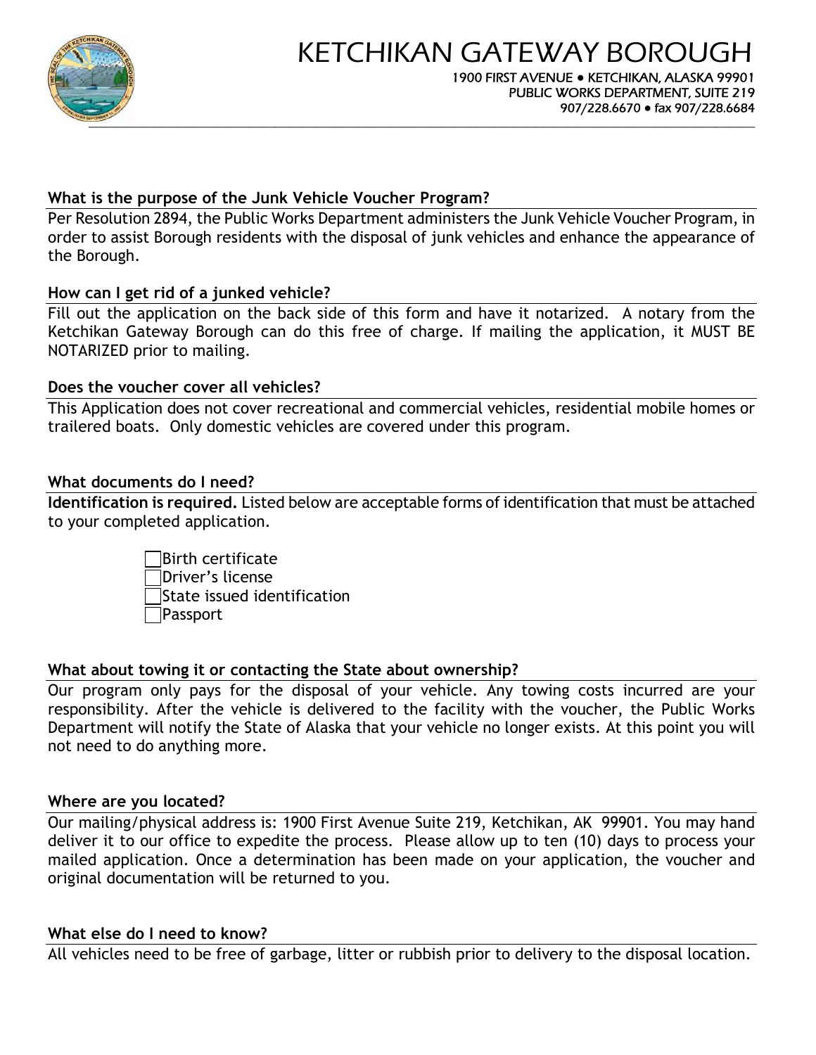# KETCHIKAN GATEWAY BOROUGH

1900 FIRST AVENUE • KETCHIKAN, ALASKA 99901
PUBLIC WORKS DEPARTMENT, SUITE 219
907/228.6670 • fax 907/228.6684

**What is the purpose of the Junk Vehicle Voucher Program?**

Per Resolution 2894, the Public Works Department administers the Junk Vehicle Voucher Program, in order to assist Borough residents with the disposal of junk vehicles and enhance the appearance of the Borough.

**How can I get rid of a junked vehicle?**

Fill out the application on the back side of this form and have it notarized. A notary from the Ketchikan Gateway Borough can do this free of charge. If mailing the application, it MUST BE NOTARIZED prior to mailing.

**Does the voucher cover all vehicles?**

This Application does not cover recreational and commercial vehicles, residential mobile homes or trailered boats. Only domestic vehicles are covered under this program.

**What documents do I need?**

**Identification is required.** Listed below are acceptable forms of identification that must be attached to your completed application.

- ☐ Birth certificate
- ☐ Driver's license
- ☐ State issued identification
- ☐ Passport

**What about towing it or contacting the State about ownership?**

Our program only pays for the disposal of your vehicle. Any towing costs incurred are your responsibility. After the vehicle is delivered to the facility with the voucher, the Public Works Department will notify the State of Alaska that your vehicle no longer exists. At this point you will not need to do anything more.

**Where are you located?**

Our mailing/physical address is: 1900 First Avenue Suite 219, Ketchikan, AK 99901. You may hand deliver it to our office to expedite the process. Please allow up to ten (10) days to process your mailed application. Once a determination has been made on your application, the voucher and original documentation will be returned to you.

**What else do I need to know?**

All vehicles need to be free of garbage, litter or rubbish prior to delivery to the disposal location.